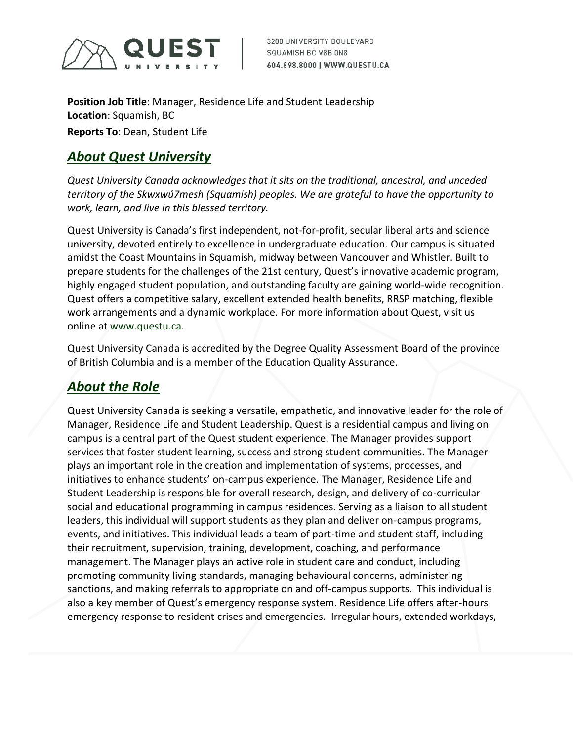3200 UNIVERSITY BOULEVARD
SQUAMISH BC V8B 0N8
604.898.8000 | WWW.QUESTU.CA

**Position Job Title**: Manager, Residence Life and Student Leadership
**Location**: Squamish, BC
**Reports To**: Dean, Student Life

## *About Quest University*

*Quest University Canada acknowledges that it sits on the traditional, ancestral, and unceded territory of the Skwxwú7mesh (Squamish) peoples. We are grateful to have the opportunity to work, learn, and live in this blessed territory.*

Quest University is Canada's first independent, not-for-profit, secular liberal arts and science university, devoted entirely to excellence in undergraduate education. Our campus is situated amidst the Coast Mountains in Squamish, midway between Vancouver and Whistler. Built to prepare students for the challenges of the 21st century, Quest's innovative academic program, highly engaged student population, and outstanding faculty are gaining world-wide recognition. Quest offers a competitive salary, excellent extended health benefits, RRSP matching, flexible work arrangements and a dynamic workplace. For more information about Quest, visit us online at www.questu.ca.

Quest University Canada is accredited by the Degree Quality Assessment Board of the province of British Columbia and is a member of the Education Quality Assurance.

## *About the Role*

Quest University Canada is seeking a versatile, empathetic, and innovative leader for the role of Manager, Residence Life and Student Leadership. Quest is a residential campus and living on campus is a central part of the Quest student experience. The Manager provides support services that foster student learning, success and strong student communities. The Manager plays an important role in the creation and implementation of systems, processes, and initiatives to enhance students' on-campus experience. The Manager, Residence Life and Student Leadership is responsible for overall research, design, and delivery of co-curricular social and educational programming in campus residences. Serving as a liaison to all student leaders, this individual will support students as they plan and deliver on-campus programs, events, and initiatives. This individual leads a team of part-time and student staff, including their recruitment, supervision, training, development, coaching, and performance management. The Manager plays an active role in student care and conduct, including promoting community living standards, managing behavioural concerns, administering sanctions, and making referrals to appropriate on and off-campus supports. This individual is also a key member of Quest's emergency response system. Residence Life offers after-hours emergency response to resident crises and emergencies. Irregular hours, extended workdays,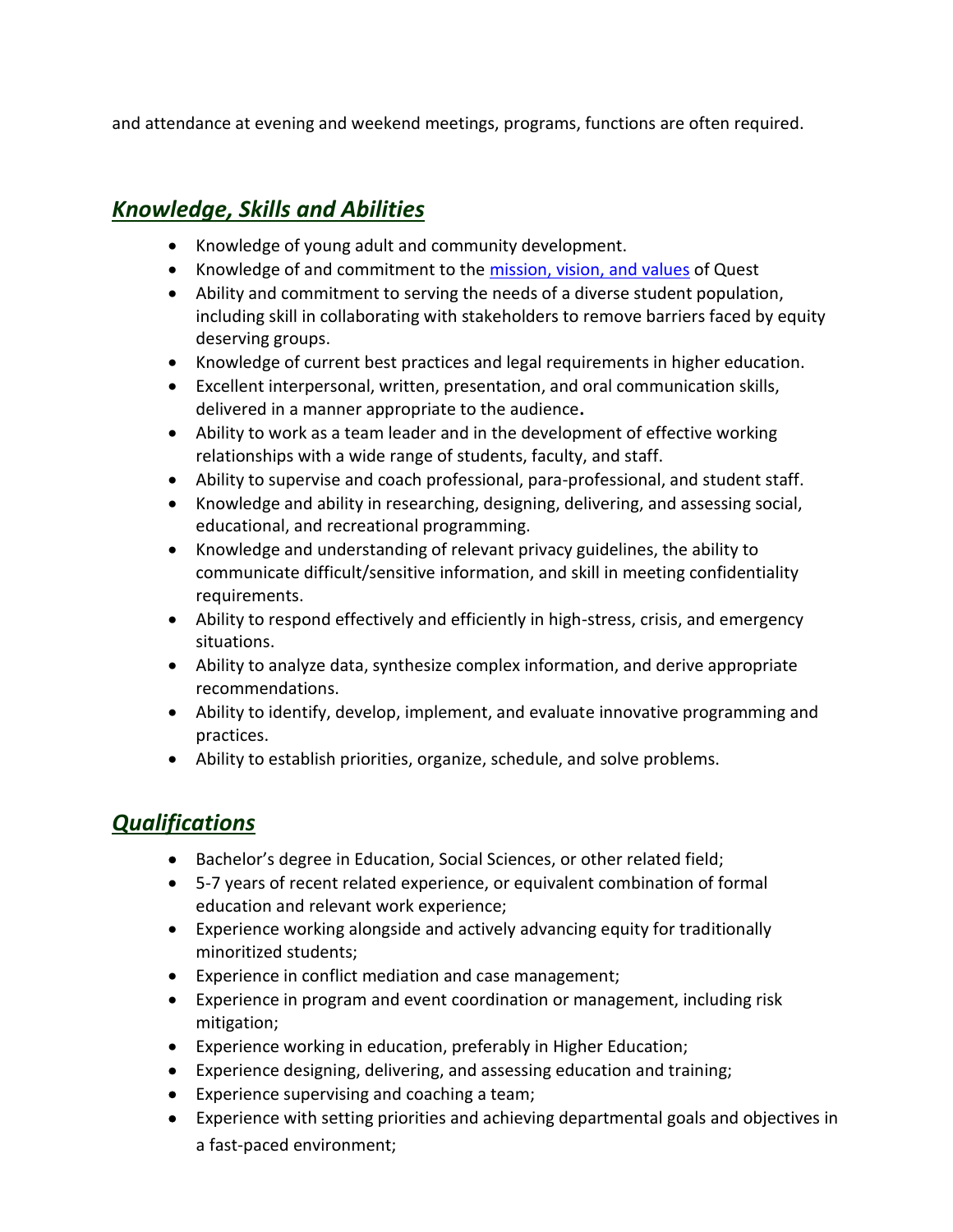and attendance at evening and weekend meetings, programs, functions are often required.

## ***Knowledge, Skills and Abilities***

- Knowledge of young adult and community development.
- Knowledge of and commitment to the [mission, vision, and values]() of Quest
- Ability and commitment to serving the needs of a diverse student population, including skill in collaborating with stakeholders to remove barriers faced by equity deserving groups.
- Knowledge of current best practices and legal requirements in higher education.
- Excellent interpersonal, written, presentation, and oral communication skills, delivered in a manner appropriate to the audience**.**
- Ability to work as a team leader and in the development of effective working relationships with a wide range of students, faculty, and staff.
- Ability to supervise and coach professional, para-professional, and student staff.
- Knowledge and ability in researching, designing, delivering, and assessing social, educational, and recreational programming.
- Knowledge and understanding of relevant privacy guidelines, the ability to communicate difficult/sensitive information, and skill in meeting confidentiality requirements.
- Ability to respond effectively and efficiently in high-stress, crisis, and emergency situations.
- Ability to analyze data, synthesize complex information, and derive appropriate recommendations.
- Ability to identify, develop, implement, and evaluate innovative programming and practices.
- Ability to establish priorities, organize, schedule, and solve problems.

## ***Qualifications***

- Bachelor's degree in Education, Social Sciences, or other related field;
- 5-7 years of recent related experience, or equivalent combination of formal education and relevant work experience;
- Experience working alongside and actively advancing equity for traditionally minoritized students;
- Experience in conflict mediation and case management;
- Experience in program and event coordination or management, including risk mitigation;
- Experience working in education, preferably in Higher Education;
- Experience designing, delivering, and assessing education and training;
- Experience supervising and coaching a team;
- Experience with setting priorities and achieving departmental goals and objectives in a fast-paced environment;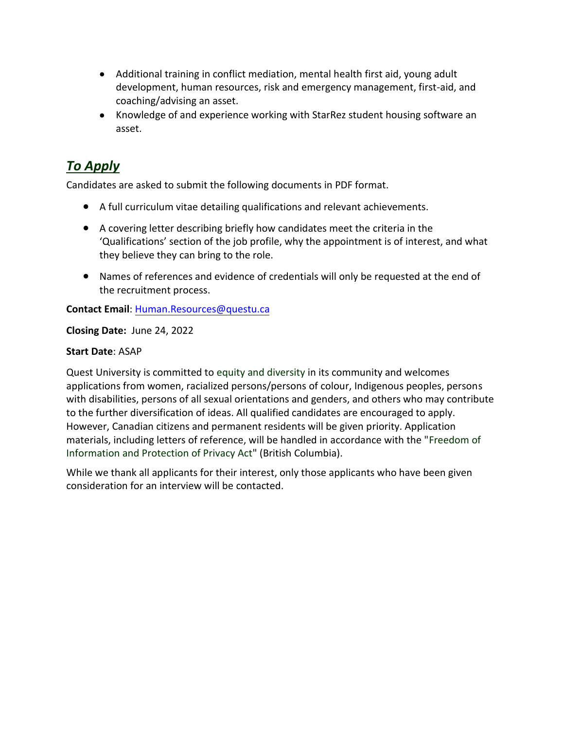- Additional training in conflict mediation, mental health first aid, young adult development, human resources, risk and emergency management, first-aid, and coaching/advising an asset.
- Knowledge of and experience working with StarRez student housing software an asset.

## ***To Apply***

Candidates are asked to submit the following documents in PDF format.

- A full curriculum vitae detailing qualifications and relevant achievements.
- A covering letter describing briefly how candidates meet the criteria in the 'Qualifications' section of the job profile, why the appointment is of interest, and what they believe they can bring to the role.
- Names of references and evidence of credentials will only be requested at the end of the recruitment process.

**Contact Email**: Human.Resources@questu.ca

**Closing Date:** June 24, 2022

**Start Date**: ASAP

Quest University is committed to equity and diversity in its community and welcomes applications from women, racialized persons/persons of colour, Indigenous peoples, persons with disabilities, persons of all sexual orientations and genders, and others who may contribute to the further diversification of ideas. All qualified candidates are encouraged to apply. However, Canadian citizens and permanent residents will be given priority. Application materials, including letters of reference, will be handled in accordance with the "Freedom of Information and Protection of Privacy Act" (British Columbia).

While we thank all applicants for their interest, only those applicants who have been given consideration for an interview will be contacted.